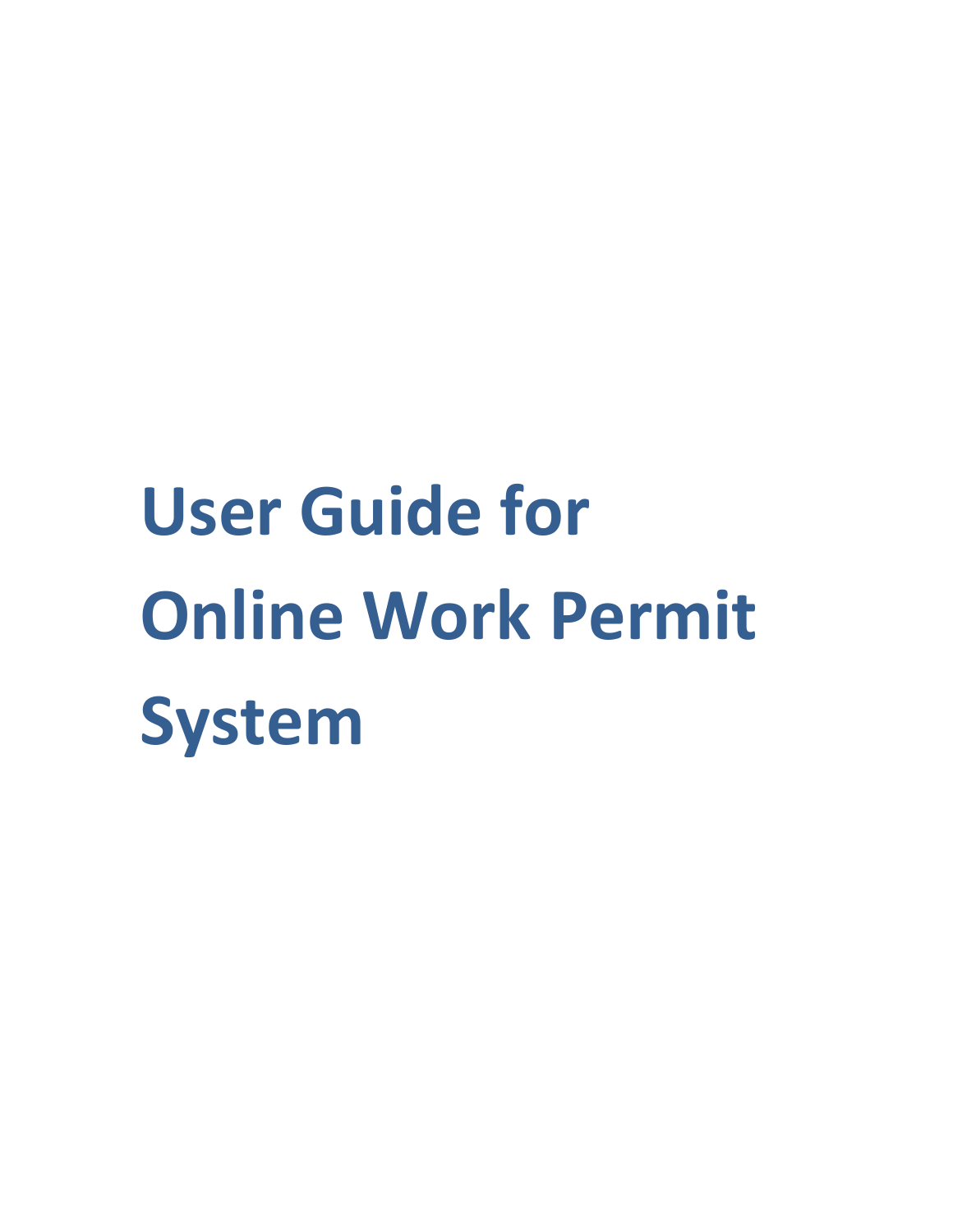# User Guide for Online Work Permit System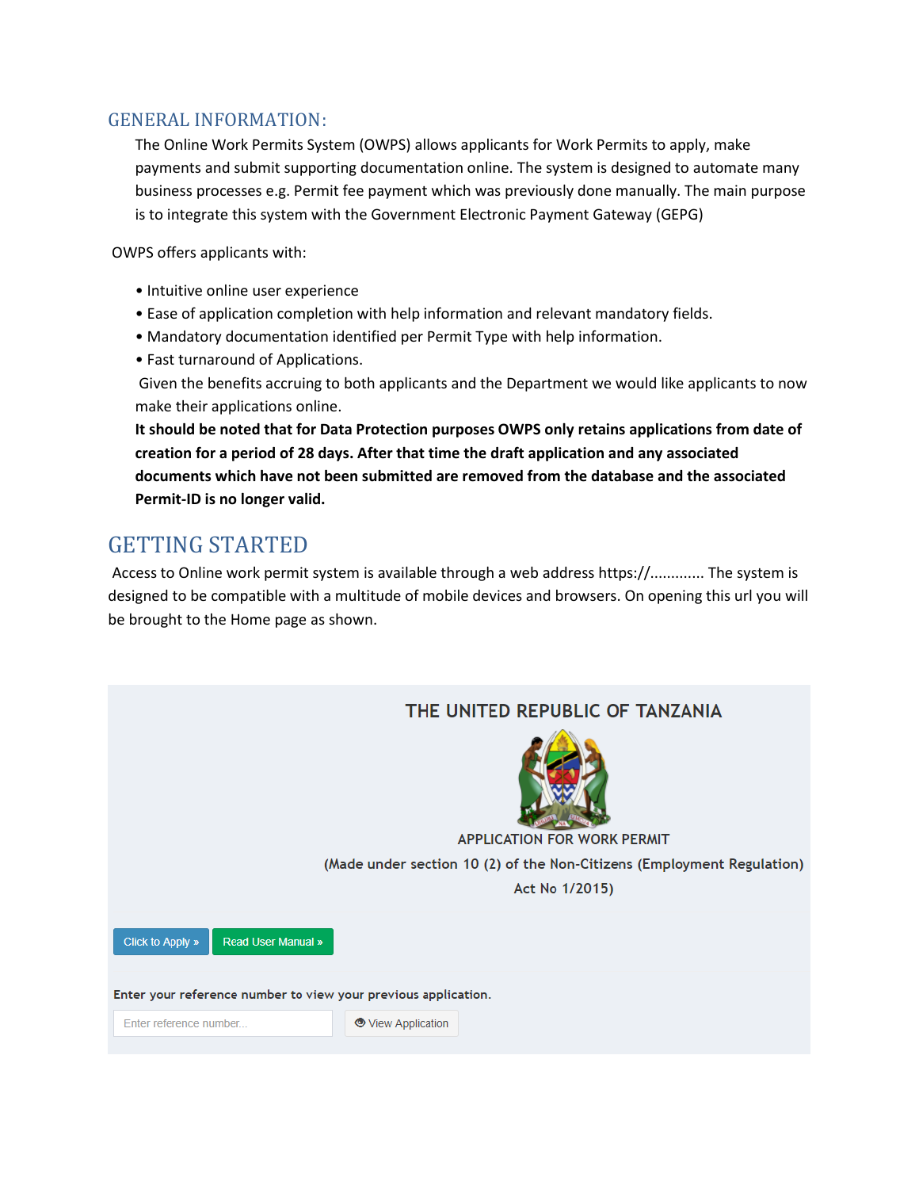## GENERAL INFORMATION:

The Online Work Permits System (OWPS) allows applicants for Work Permits to apply, make payments and submit supporting documentation online. The system is designed to automate many business processes e.g. Permit fee payment which was previously done manually. The main purpose is to integrate this system with the Government Electronic Payment Gateway (GEPG)

OWPS offers applicants with:

- Intuitive online user experience
- Ease of application completion with help information and relevant mandatory fields.
- Mandatory documentation identified per Permit Type with help information.
- Fast turnaround of Applications.

Given the benefits accruing to both applicants and the Department we would like applicants to now make their applications online.

**It should be noted that for Data Protection purposes OWPS only retains applications from date of creation for a period of 28 days. After that time the draft application and any associated documents which have not been submitted are removed from the database and the associated Permit-ID is no longer valid.**

## GETTING STARTED

Access to Online work permit system is available through a web address https://............ The system is designed to be compatible with a multitude of mobile devices and browsers. On opening this url you will be brought to the Home page as shown.

THE UNITED REPUBLIC OF TANZANIA

APPLICATION FOR WORK PERMIT

(Made under section 10 (2) of the Non-Citizens (Employment Regulation) Act No 1/2015)

Click to Apply » | Read User Manual »

Enter your reference number to view your previous application.

Enter reference number... | View Application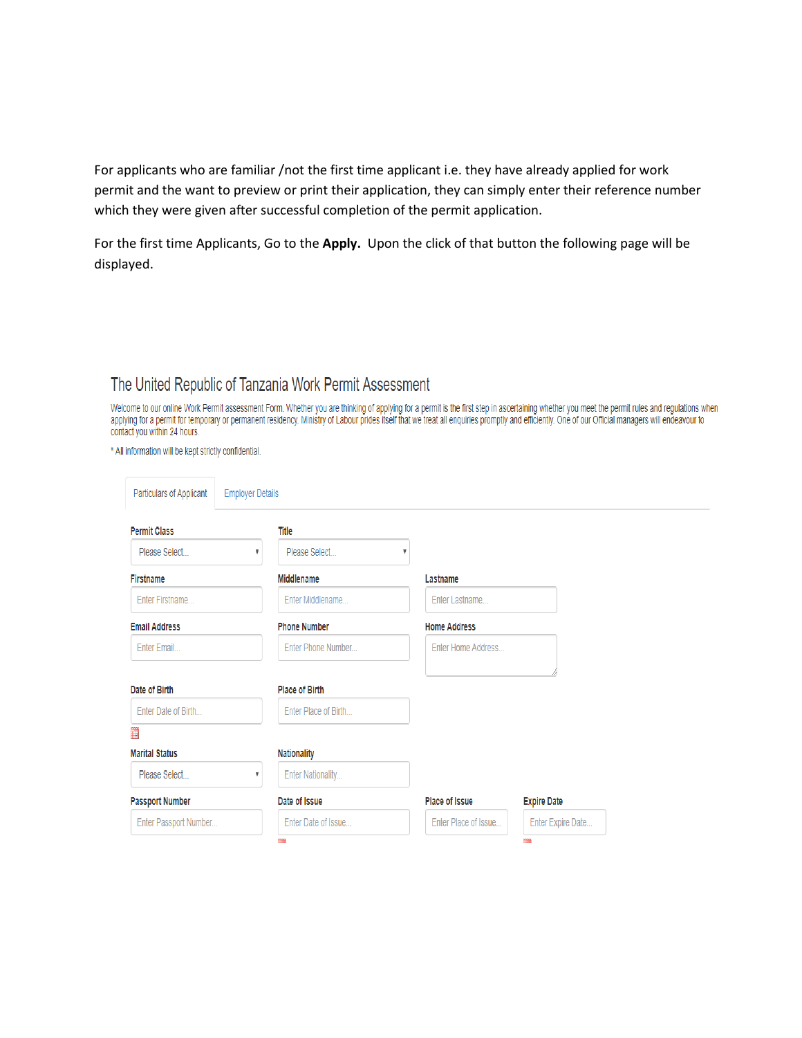For applicants who are familiar /not the first time applicant i.e. they have already applied for work permit and the want to preview or print their application, they can simply enter their reference number which they were given after successful completion of the permit application.

For the first time Applicants, Go to the **Apply.** Upon the click of that button the following page will be displayed.

## The United Republic of Tanzania Work Permit Assessment

Welcome to our online Work Permit assessment Form. Whether you are thinking of applying for a permit is the first step in ascertaining whether you meet the permit rules and regulations when applying for a permit for temporary or permanent residency. Ministry of Labour prides itself that we treat all enquiries promptly and efficiently. One of our Official managers will endeavour to contact you within 24 hours.

* All information will be kept strictly confidential.

Particulars of Applicant | Employer Details

**Permit Class**
Please Select...

**Title**
Please Select...

**Firstname**
Enter Firstname...

**Middlename**
Enter Middlename...

**Lastname**
Enter Lastname...

**Email Address**
Enter Email...

**Phone Number**
Enter Phone Number...

**Home Address**
Enter Home Address...

**Date of Birth**
Enter Date of Birth...

**Place of Birth**
Enter Place of Birth...

**Marital Status**
Please Select...

**Nationality**
Enter Nationality...

**Passport Number**
Enter Passport Number...

**Date of Issue**
Enter Date of Issue...

**Place of Issue**
Enter Place of Issue...

**Expire Date**
Enter Expire Date...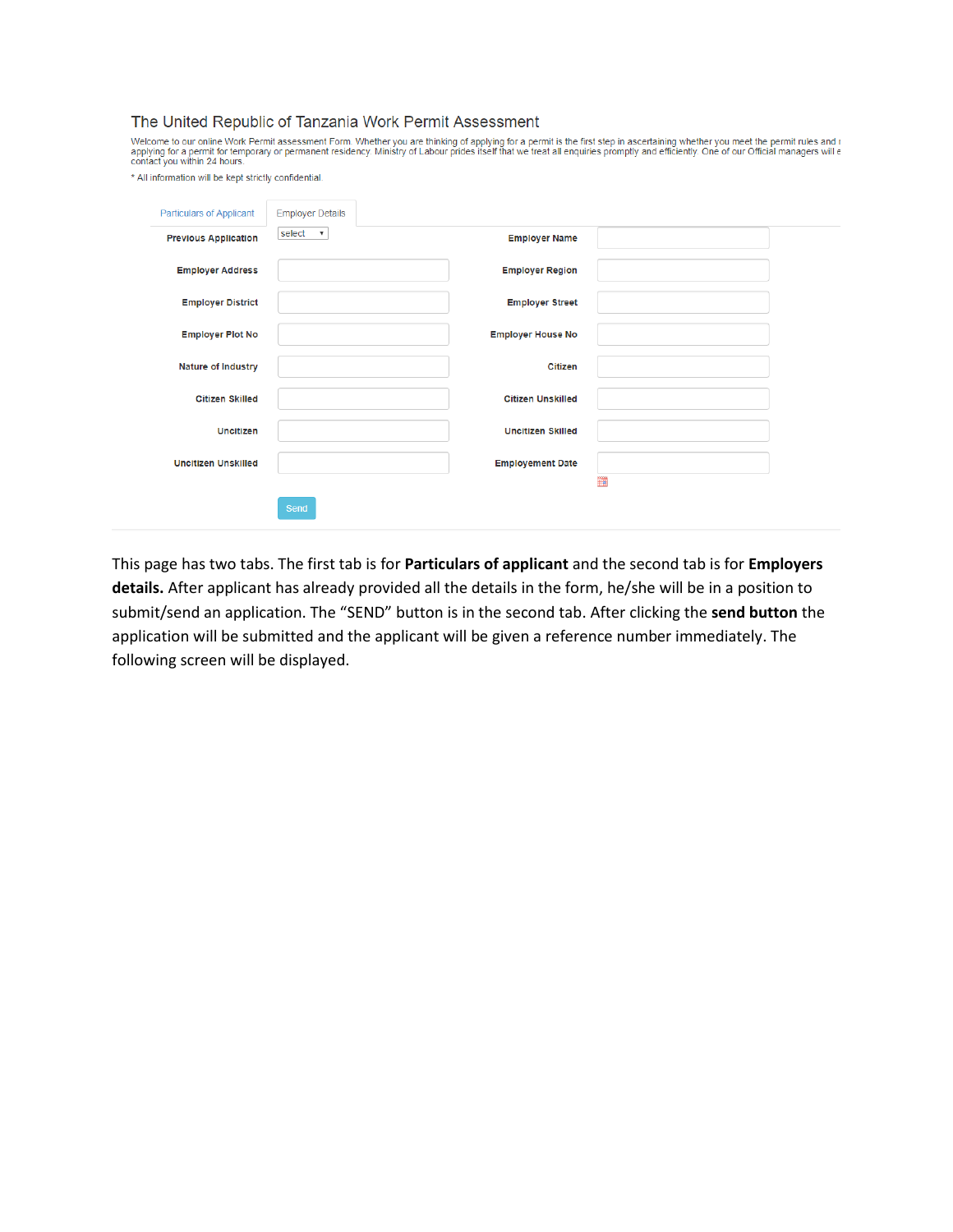The United Republic of Tanzania Work Permit Assessment

Welcome to our online Work Permit assessment Form. Whether you are thinking of applying for a permit is the first step in ascertaining whether you meet the permit rules and applying for a permit for temporary or permanent residency. Ministry of Labour prides itself that we treat all enquiries promptly and efficiently. One of our Official managers will contact you within 24 hours.

* All information will be kept strictly confidential.

Particulars of Applicant | Employer Details

| | | | |
|---|---|---|---|
| Previous Application | select | Employer Name | |
| Employer Address | | Employer Region | |
| Employer District | | Employer Street | |
| Employer Plot No | | Employer House No | |
| Nature of Industry | | Citizen | |
| Citizen Skilled | | Citizen Unskilled | |
| Uncitizen | | Uncitizen Skilled | |
| Uncitizen Unskilled | | Employement Date | |

Send

This page has two tabs. The first tab is for **Particulars of applicant** and the second tab is for **Employers details.** After applicant has already provided all the details in the form, he/she will be in a position to submit/send an application. The "SEND" button is in the second tab. After clicking the **send button** the application will be submitted and the applicant will be given a reference number immediately. The following screen will be displayed.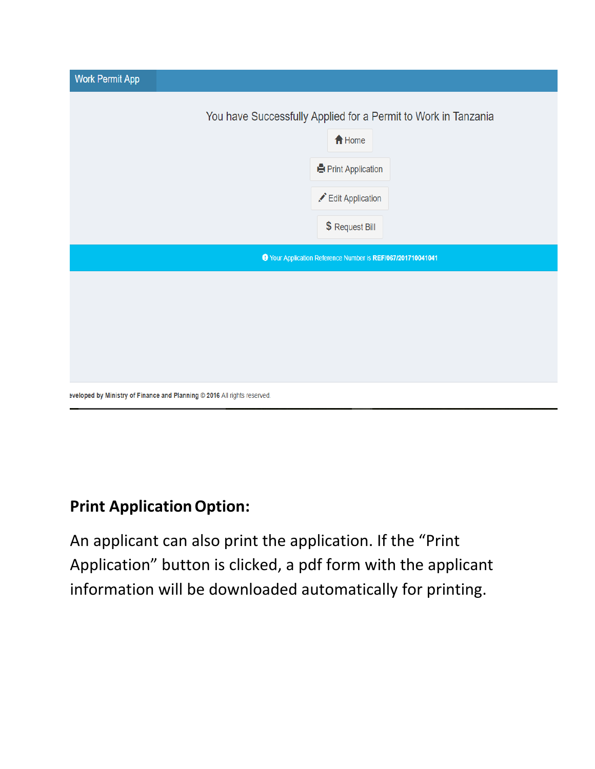Work Permit App

You have Successfully Applied for a Permit to Work in Tanzania

Home

Print Application

Edit Application

$ Request Bill

Your Application Reference Number is **REF/067/201710041041**

eveloped by Ministry of Finance and Planning © 2016 All rights reserved.

**Print Application Option:**

An applicant can also print the application. If the "Print Application" button is clicked, a pdf form with the applicant information will be downloaded automatically for printing.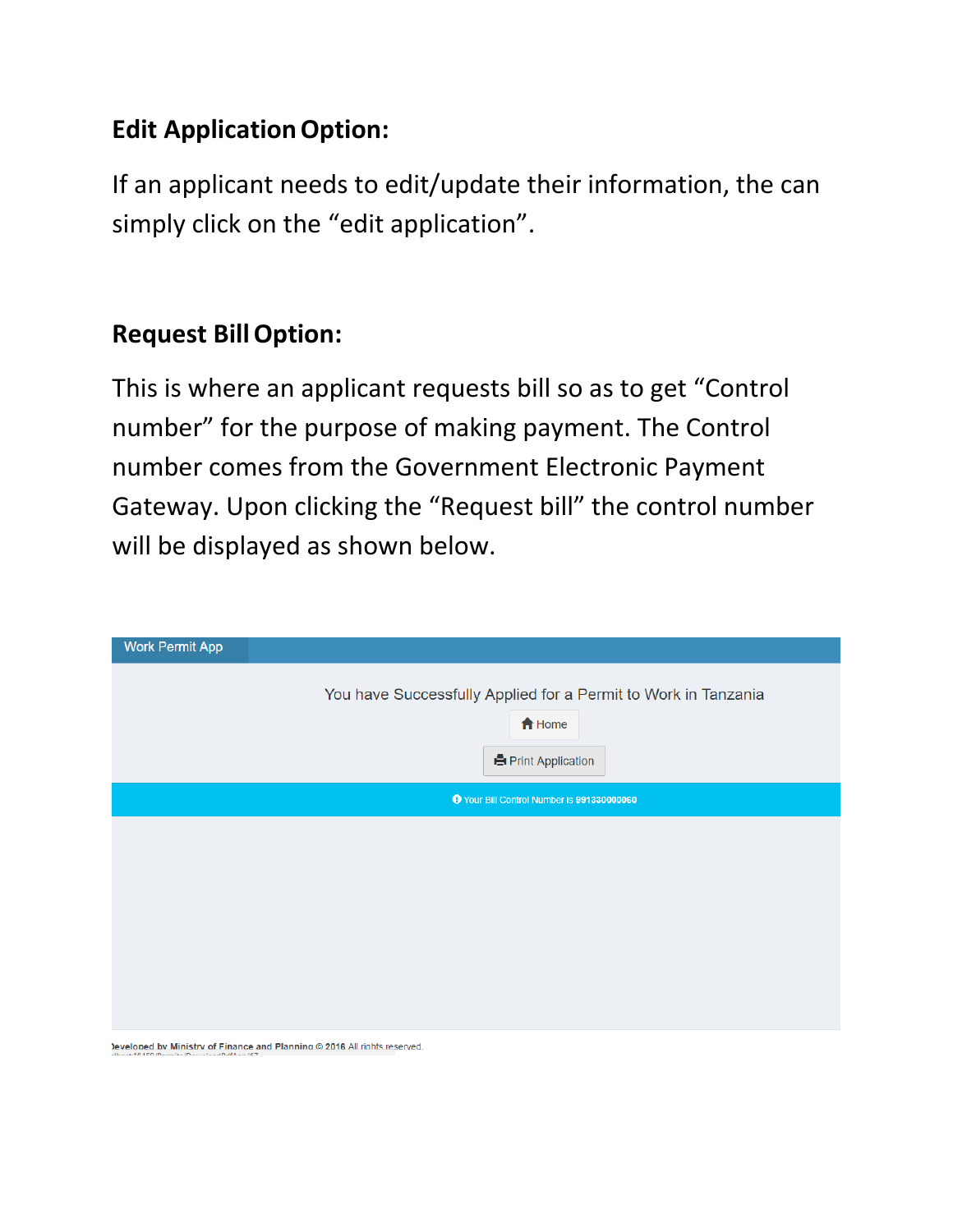## Edit Application Option:

If an applicant needs to edit/update their information, the can simply click on the “edit application”.

## Request Bill Option:

This is where an applicant requests bill so as to get “Control number” for the purpose of making payment. The Control number comes from the Government Electronic Payment Gateway. Upon clicking the “Request bill” the control number will be displayed as shown below.

Work Permit App

You have Successfully Applied for a Permit to Work in Tanzania

Home

Print Application

Your Bill Control Number is 991330000060

Developed by Ministry of Finance and Planning © 2016 All rights reserved.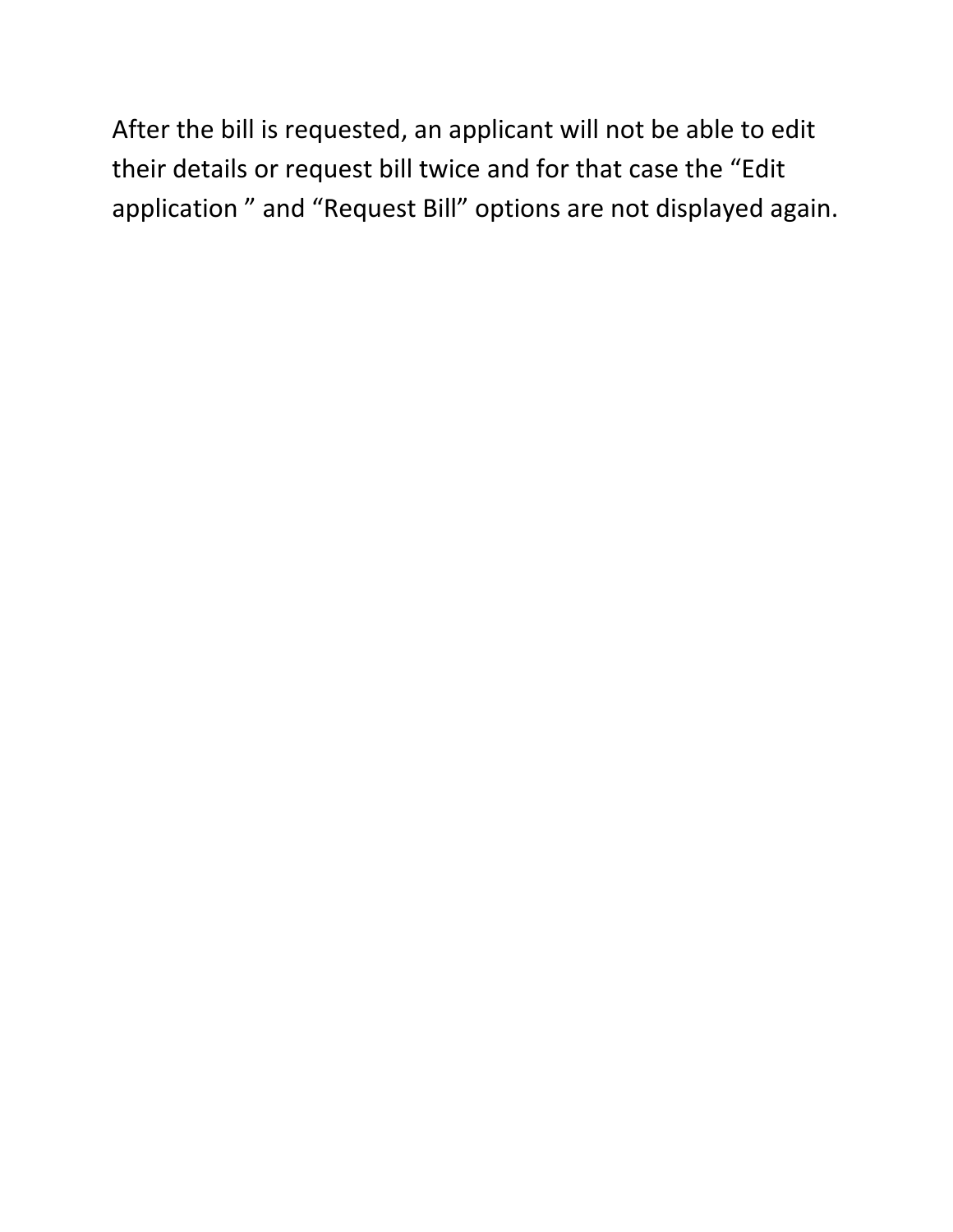After the bill is requested, an applicant will not be able to edit their details or request bill twice and for that case the “Edit application ” and “Request Bill” options are not displayed again.